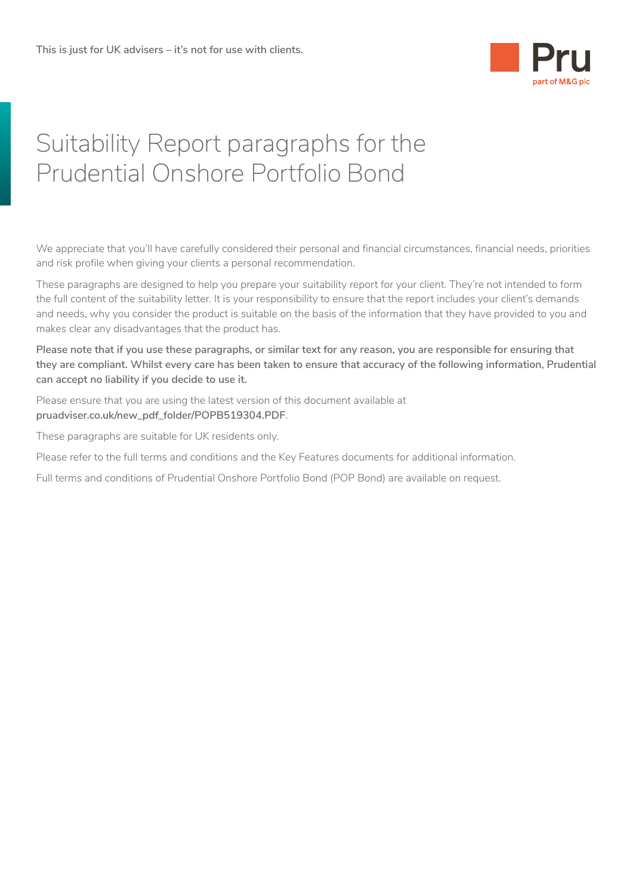**This is just for UK advisers – it's not for use with clients.**

# Suitability Report paragraphs for the Prudential Onshore Portfolio Bond

We appreciate that you'll have carefully considered their personal and financial circumstances, financial needs, priorities and risk profile when giving your clients a personal recommendation.

These paragraphs are designed to help you prepare your suitability report for your client. They're not intended to form the full content of the suitability letter. It is your responsibility to ensure that the report includes your client's demands and needs, why you consider the product is suitable on the basis of the information that they have provided to you and makes clear any disadvantages that the product has.

**Please note that if you use these paragraphs, or similar text for any reason, you are responsible for ensuring that they are compliant. Whilst every care has been taken to ensure that accuracy of the following information, Prudential can accept no liability if you decide to use it.**

Please ensure that you are using the latest version of this document available at **pruadviser.co.uk/new_pdf_folder/POPB519304.PDF**.

These paragraphs are suitable for UK residents only.

Please refer to the full terms and conditions and the Key Features documents for additional information.

Full terms and conditions of Prudential Onshore Portfolio Bond (POP Bond) are available on request.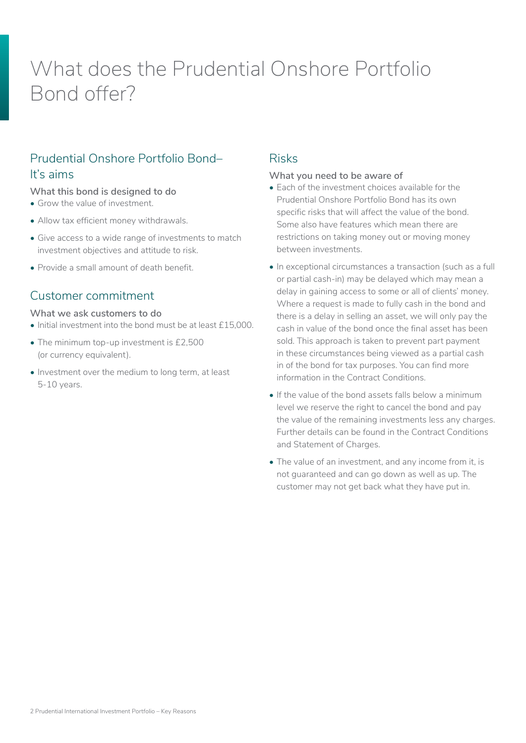# What does the Prudential Onshore Portfolio Bond offer?

## Prudential Onshore Portfolio Bond– It's aims

### What this bond is designed to do

- Grow the value of investment.
- Allow tax efficient money withdrawals.
- Give access to a wide range of investments to match investment objectives and attitude to risk.
- Provide a small amount of death benefit.

## Customer commitment

### What we ask customers to do

- Initial investment into the bond must be at least £15,000.
- The minimum top-up investment is £2,500 (or currency equivalent).
- Investment over the medium to long term, at least 5-10 years.

## Risks

### What you need to be aware of

- Each of the investment choices available for the Prudential Onshore Portfolio Bond has its own specific risks that will affect the value of the bond. Some also have features which mean there are restrictions on taking money out or moving money between investments.
- In exceptional circumstances a transaction (such as a full or partial cash-in) may be delayed which may mean a delay in gaining access to some or all of clients' money. Where a request is made to fully cash in the bond and there is a delay in selling an asset, we will only pay the cash in value of the bond once the final asset has been sold. This approach is taken to prevent part payment in these circumstances being viewed as a partial cash in of the bond for tax purposes. You can find more information in the Contract Conditions.
- If the value of the bond assets falls below a minimum level we reserve the right to cancel the bond and pay the value of the remaining investments less any charges. Further details can be found in the Contract Conditions and Statement of Charges.
- The value of an investment, and any income from it, is not guaranteed and can go down as well as up. The customer may not get back what they have put in.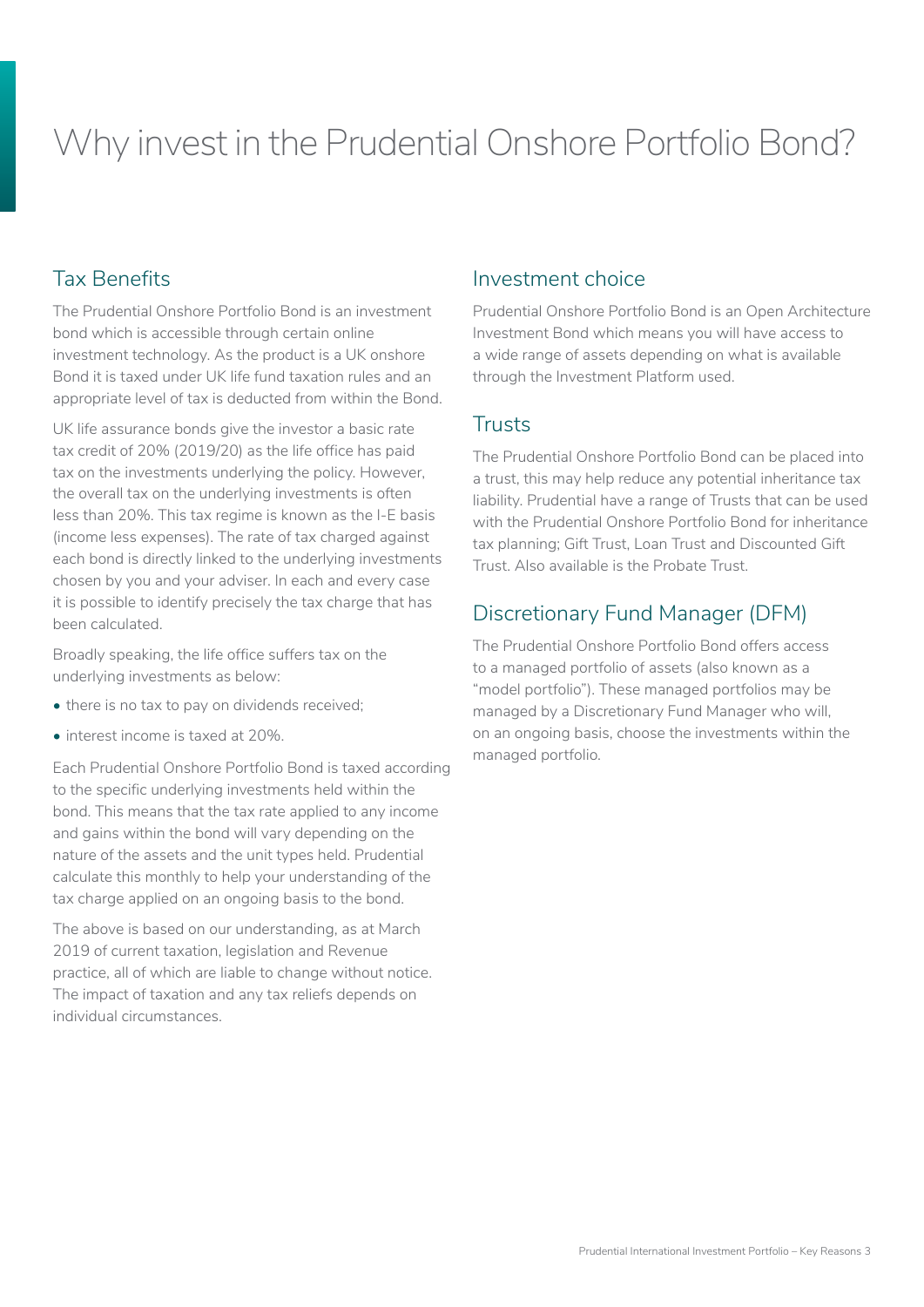# Why invest in the Prudential Onshore Portfolio Bond?

## Tax Benefits

The Prudential Onshore Portfolio Bond is an investment bond which is accessible through certain online investment technology. As the product is a UK onshore Bond it is taxed under UK life fund taxation rules and an appropriate level of tax is deducted from within the Bond.

UK life assurance bonds give the investor a basic rate tax credit of 20% (2019/20) as the life office has paid tax on the investments underlying the policy. However, the overall tax on the underlying investments is often less than 20%. This tax regime is known as the I-E basis (income less expenses). The rate of tax charged against each bond is directly linked to the underlying investments chosen by you and your adviser. In each and every case it is possible to identify precisely the tax charge that has been calculated.

Broadly speaking, the life office suffers tax on the underlying investments as below:

- there is no tax to pay on dividends received;
- interest income is taxed at 20%.

Each Prudential Onshore Portfolio Bond is taxed according to the specific underlying investments held within the bond. This means that the tax rate applied to any income and gains within the bond will vary depending on the nature of the assets and the unit types held. Prudential calculate this monthly to help your understanding of the tax charge applied on an ongoing basis to the bond.

The above is based on our understanding, as at March 2019 of current taxation, legislation and Revenue practice, all of which are liable to change without notice. The impact of taxation and any tax reliefs depends on individual circumstances.

## Investment choice

Prudential Onshore Portfolio Bond is an Open Architecture Investment Bond which means you will have access to a wide range of assets depending on what is available through the Investment Platform used.

## Trusts

The Prudential Onshore Portfolio Bond can be placed into a trust, this may help reduce any potential inheritance tax liability. Prudential have a range of Trusts that can be used with the Prudential Onshore Portfolio Bond for inheritance tax planning; Gift Trust, Loan Trust and Discounted Gift Trust. Also available is the Probate Trust.

## Discretionary Fund Manager (DFM)

The Prudential Onshore Portfolio Bond offers access to a managed portfolio of assets (also known as a "model portfolio"). These managed portfolios may be managed by a Discretionary Fund Manager who will, on an ongoing basis, choose the investments within the managed portfolio.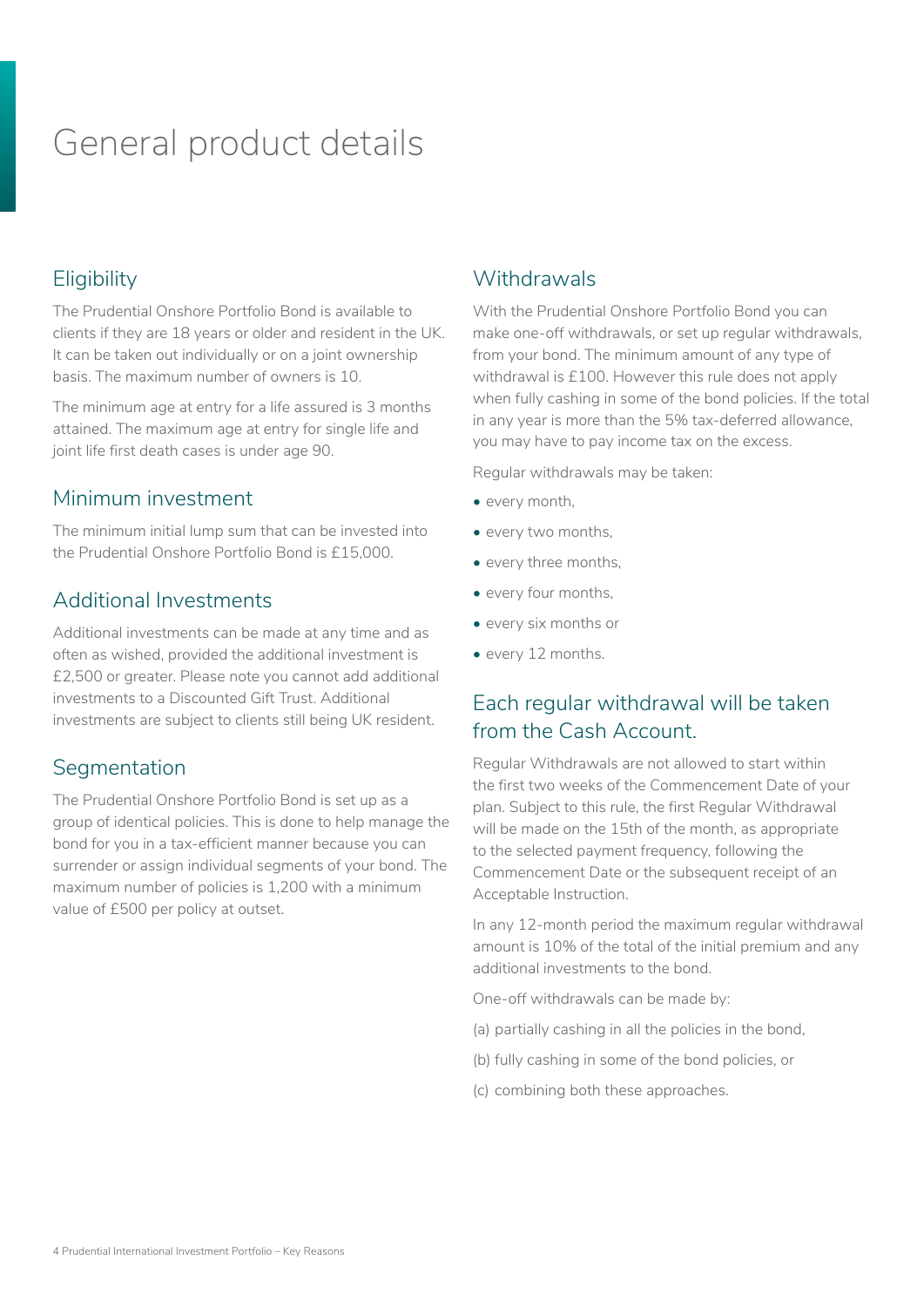# General product details

## Eligibility

The Prudential Onshore Portfolio Bond is available to clients if they are 18 years or older and resident in the UK. It can be taken out individually or on a joint ownership basis. The maximum number of owners is 10.

The minimum age at entry for a life assured is 3 months attained. The maximum age at entry for single life and joint life first death cases is under age 90.

## Minimum investment

The minimum initial lump sum that can be invested into the Prudential Onshore Portfolio Bond is £15,000.

## Additional Investments

Additional investments can be made at any time and as often as wished, provided the additional investment is £2,500 or greater. Please note you cannot add additional investments to a Discounted Gift Trust. Additional investments are subject to clients still being UK resident.

## Segmentation

The Prudential Onshore Portfolio Bond is set up as a group of identical policies. This is done to help manage the bond for you in a tax-efficient manner because you can surrender or assign individual segments of your bond. The maximum number of policies is 1,200 with a minimum value of £500 per policy at outset.

## Withdrawals

With the Prudential Onshore Portfolio Bond you can make one-off withdrawals, or set up regular withdrawals, from your bond. The minimum amount of any type of withdrawal is £100. However this rule does not apply when fully cashing in some of the bond policies. If the total in any year is more than the 5% tax-deferred allowance, you may have to pay income tax on the excess.

Regular withdrawals may be taken:

- every month,
- every two months,
- every three months,
- every four months,
- every six months or
- every 12 months.

## Each regular withdrawal will be taken from the Cash Account.

Regular Withdrawals are not allowed to start within the first two weeks of the Commencement Date of your plan. Subject to this rule, the first Regular Withdrawal will be made on the 15th of the month, as appropriate to the selected payment frequency, following the Commencement Date or the subsequent receipt of an Acceptable Instruction.

In any 12-month period the maximum regular withdrawal amount is 10% of the total of the initial premium and any additional investments to the bond.

One-off withdrawals can be made by:

(a) partially cashing in all the policies in the bond,

(b) fully cashing in some of the bond policies, or

(c) combining both these approaches.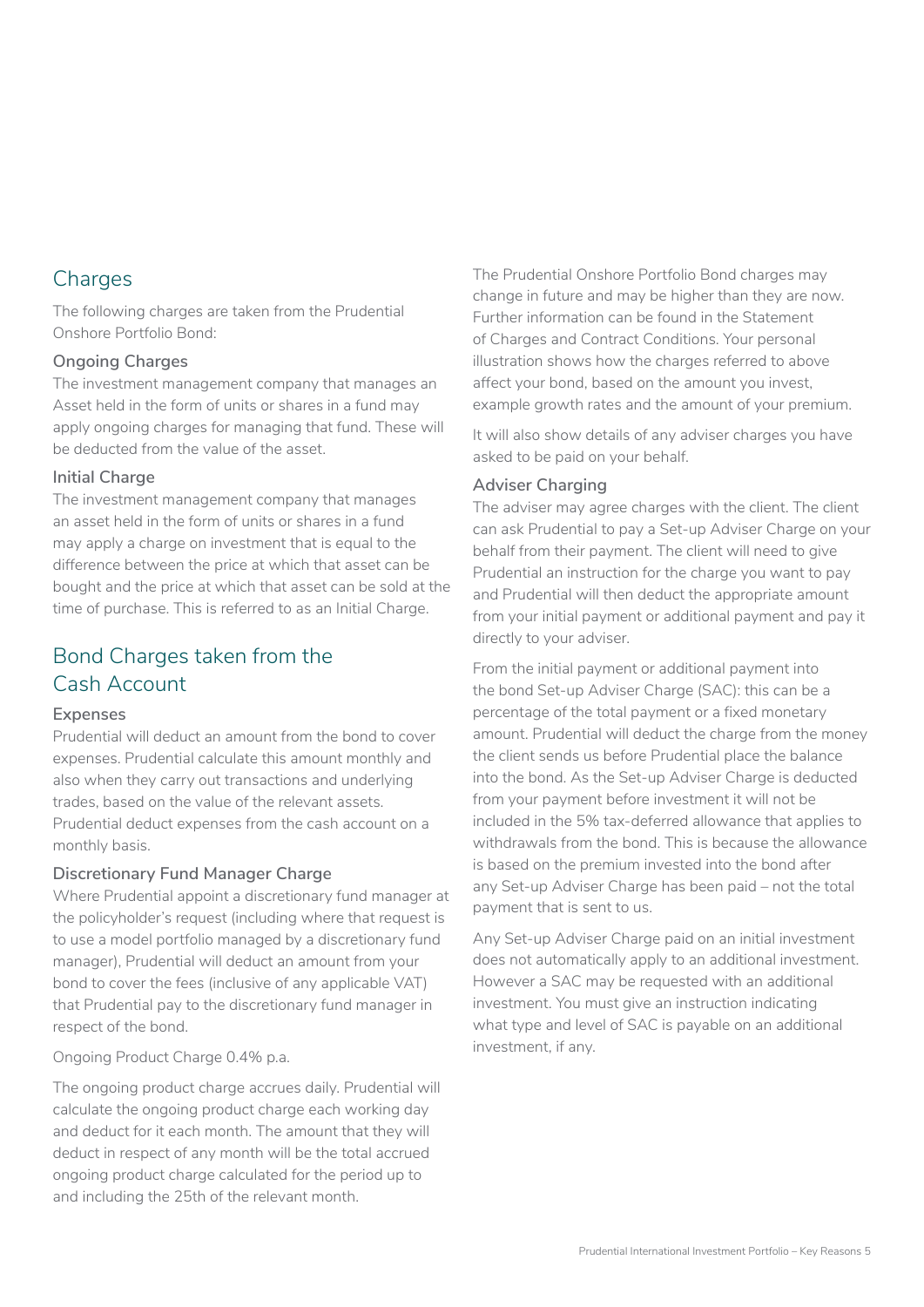## Charges

The following charges are taken from the Prudential Onshore Portfolio Bond:

### Ongoing Charges

The investment management company that manages an Asset held in the form of units or shares in a fund may apply ongoing charges for managing that fund. These will be deducted from the value of the asset.

### Initial Charge

The investment management company that manages an asset held in the form of units or shares in a fund may apply a charge on investment that is equal to the difference between the price at which that asset can be bought and the price at which that asset can be sold at the time of purchase. This is referred to as an Initial Charge.

## Bond Charges taken from the Cash Account

### Expenses

Prudential will deduct an amount from the bond to cover expenses. Prudential calculate this amount monthly and also when they carry out transactions and underlying trades, based on the value of the relevant assets. Prudential deduct expenses from the cash account on a monthly basis.

### Discretionary Fund Manager Charge

Where Prudential appoint a discretionary fund manager at the policyholder's request (including where that request is to use a model portfolio managed by a discretionary fund manager), Prudential will deduct an amount from your bond to cover the fees (inclusive of any applicable VAT) that Prudential pay to the discretionary fund manager in respect of the bond.

Ongoing Product Charge 0.4% p.a.

The ongoing product charge accrues daily. Prudential will calculate the ongoing product charge each working day and deduct for it each month. The amount that they will deduct in respect of any month will be the total accrued ongoing product charge calculated for the period up to and including the 25th of the relevant month.

The Prudential Onshore Portfolio Bond charges may change in future and may be higher than they are now. Further information can be found in the Statement of Charges and Contract Conditions. Your personal illustration shows how the charges referred to above affect your bond, based on the amount you invest, example growth rates and the amount of your premium.

It will also show details of any adviser charges you have asked to be paid on your behalf.

### Adviser Charging

The adviser may agree charges with the client. The client can ask Prudential to pay a Set-up Adviser Charge on your behalf from their payment. The client will need to give Prudential an instruction for the charge you want to pay and Prudential will then deduct the appropriate amount from your initial payment or additional payment and pay it directly to your adviser.

From the initial payment or additional payment into the bond Set-up Adviser Charge (SAC): this can be a percentage of the total payment or a fixed monetary amount. Prudential will deduct the charge from the money the client sends us before Prudential place the balance into the bond. As the Set-up Adviser Charge is deducted from your payment before investment it will not be included in the 5% tax-deferred allowance that applies to withdrawals from the bond. This is because the allowance is based on the premium invested into the bond after any Set-up Adviser Charge has been paid – not the total payment that is sent to us.

Any Set-up Adviser Charge paid on an initial investment does not automatically apply to an additional investment. However a SAC may be requested with an additional investment. You must give an instruction indicating what type and level of SAC is payable on an additional investment, if any.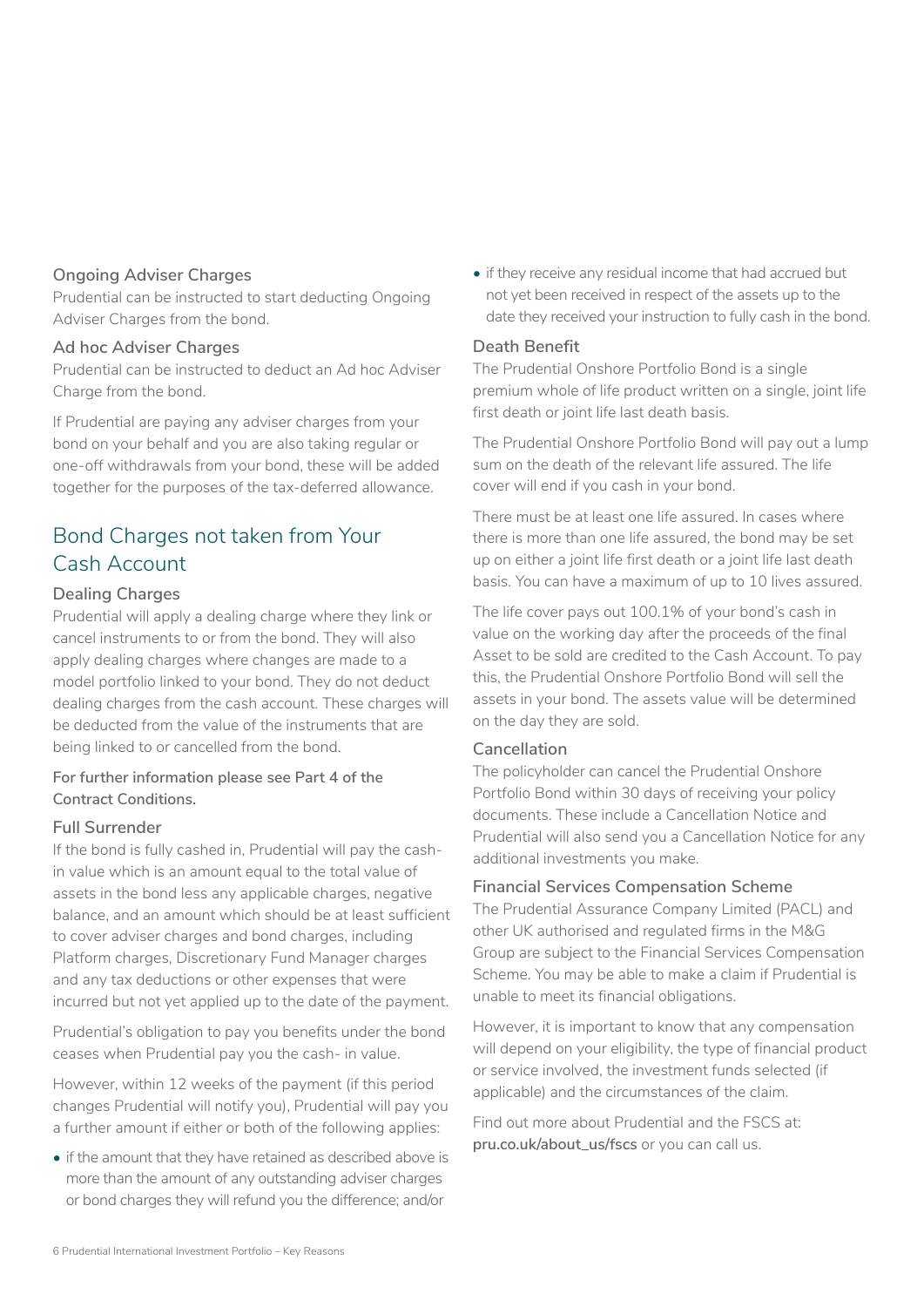### Ongoing Adviser Charges

Prudential can be instructed to start deducting Ongoing Adviser Charges from the bond.

### Ad hoc Adviser Charges

Prudential can be instructed to deduct an Ad hoc Adviser Charge from the bond.

If Prudential are paying any adviser charges from your bond on your behalf and you are also taking regular or one-off withdrawals from your bond, these will be added together for the purposes of the tax-deferred allowance.

## Bond Charges not taken from Your Cash Account

### Dealing Charges

Prudential will apply a dealing charge where they link or cancel instruments to or from the bond. They will also apply dealing charges where changes are made to a model portfolio linked to your bond. They do not deduct dealing charges from the cash account. These charges will be deducted from the value of the instruments that are being linked to or cancelled from the bond.

**For further information please see Part 4 of the Contract Conditions.**

### Full Surrender

If the bond is fully cashed in, Prudential will pay the cash-in value which is an amount equal to the total value of assets in the bond less any applicable charges, negative balance, and an amount which should be at least sufficient to cover adviser charges and bond charges, including Platform charges, Discretionary Fund Manager charges and any tax deductions or other expenses that were incurred but not yet applied up to the date of the payment.

Prudential's obligation to pay you benefits under the bond ceases when Prudential pay you the cash- in value.

However, within 12 weeks of the payment (if this period changes Prudential will notify you), Prudential will pay you a further amount if either or both of the following applies:

- if the amount that they have retained as described above is more than the amount of any outstanding adviser charges or bond charges they will refund you the difference; and/or
- if they receive any residual income that had accrued but not yet been received in respect of the assets up to the date they received your instruction to fully cash in the bond.

### Death Benefit

The Prudential Onshore Portfolio Bond is a single premium whole of life product written on a single, joint life first death or joint life last death basis.

The Prudential Onshore Portfolio Bond will pay out a lump sum on the death of the relevant life assured. The life cover will end if you cash in your bond.

There must be at least one life assured. In cases where there is more than one life assured, the bond may be set up on either a joint life first death or a joint life last death basis. You can have a maximum of up to 10 lives assured.

The life cover pays out 100.1% of your bond's cash in value on the working day after the proceeds of the final Asset to be sold are credited to the Cash Account. To pay this, the Prudential Onshore Portfolio Bond will sell the assets in your bond. The assets value will be determined on the day they are sold.

### Cancellation

The policyholder can cancel the Prudential Onshore Portfolio Bond within 30 days of receiving your policy documents. These include a Cancellation Notice and Prudential will also send you a Cancellation Notice for any additional investments you make.

### Financial Services Compensation Scheme

The Prudential Assurance Company Limited (PACL) and other UK authorised and regulated firms in the M&G Group are subject to the Financial Services Compensation Scheme. You may be able to make a claim if Prudential is unable to meet its financial obligations.

However, it is important to know that any compensation will depend on your eligibility, the type of financial product or service involved, the investment funds selected (if applicable) and the circumstances of the claim.

Find out more about Prudential and the FSCS at: **pru.co.uk/about_us/fscs** or you can call us.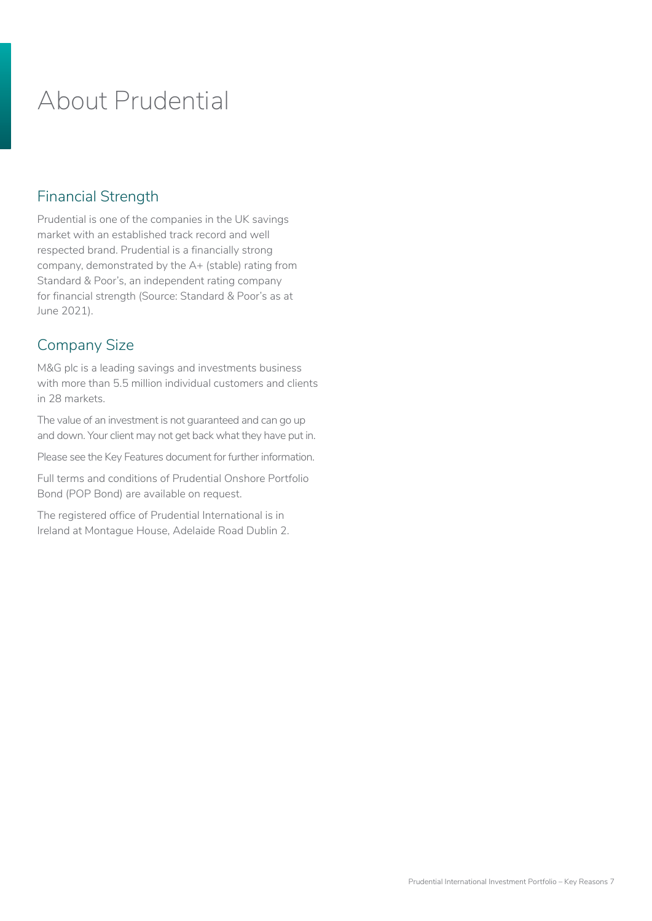# About Prudential

## Financial Strength

Prudential is one of the companies in the UK savings market with an established track record and well respected brand. Prudential is a financially strong company, demonstrated by the A+ (stable) rating from Standard & Poor's, an independent rating company for financial strength (Source: Standard & Poor's as at June 2021).

## Company Size

M&G plc is a leading savings and investments business with more than 5.5 million individual customers and clients in 28 markets.

The value of an investment is not guaranteed and can go up and down. Your client may not get back what they have put in.

Please see the Key Features document for further information.

Full terms and conditions of Prudential Onshore Portfolio Bond (POP Bond) are available on request.

The registered office of Prudential International is in Ireland at Montague House, Adelaide Road Dublin 2.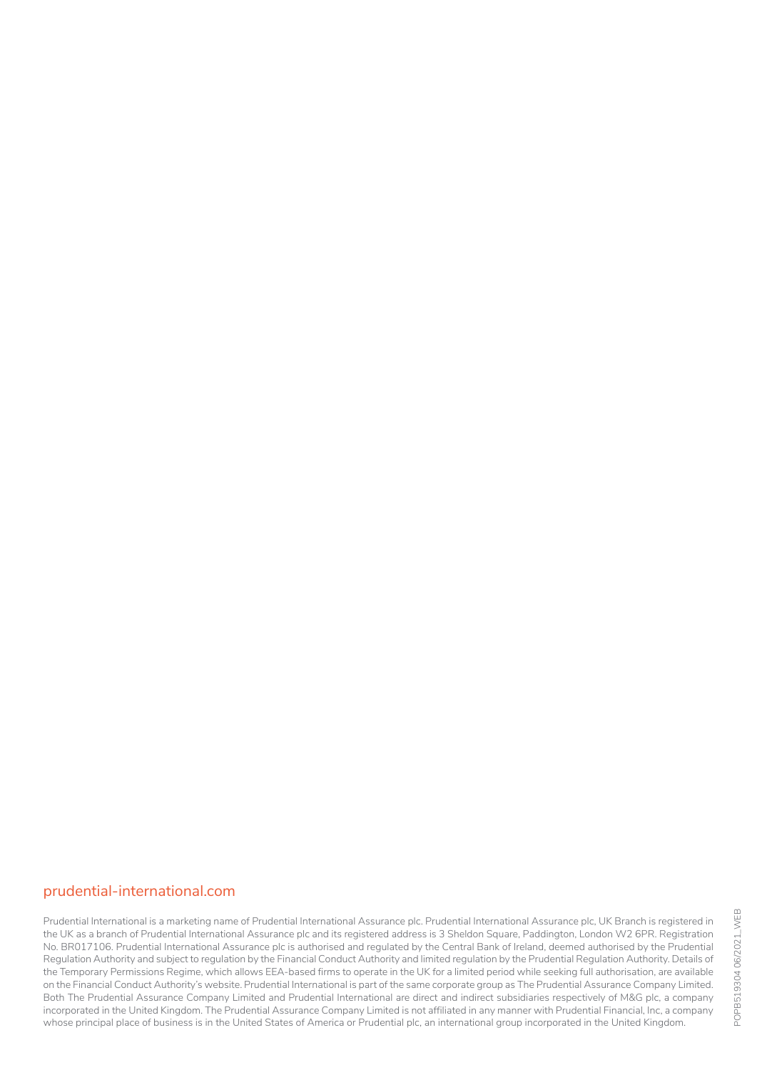prudential-international.com

Prudential International is a marketing name of Prudential International Assurance plc. Prudential International Assurance plc, UK Branch is registered in the UK as a branch of Prudential International Assurance plc and its registered address is 3 Sheldon Square, Paddington, London W2 6PR. Registration No. BR017106. Prudential International Assurance plc is authorised and regulated by the Central Bank of Ireland, deemed authorised by the Prudential Regulation Authority and subject to regulation by the Financial Conduct Authority and limited regulation by the Prudential Regulation Authority. Details of the Temporary Permissions Regime, which allows EEA-based firms to operate in the UK for a limited period while seeking full authorisation, are available on the Financial Conduct Authority's website. Prudential International is part of the same corporate group as The Prudential Assurance Company Limited. Both The Prudential Assurance Company Limited and Prudential International are direct and indirect subsidiaries respectively of M&G plc, a company incorporated in the United Kingdom. The Prudential Assurance Company Limited is not affiliated in any manner with Prudential Financial, Inc, a company whose principal place of business is in the United States of America or Prudential plc, an international group incorporated in the United Kingdom.

POPB519304 06/2021_WEB